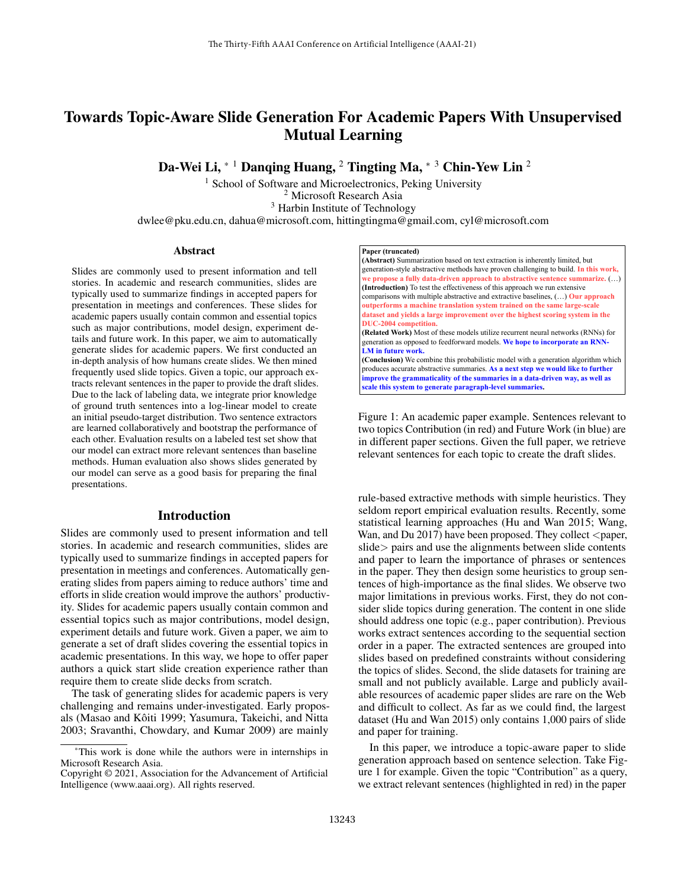# Towards Topic-Aware Slide Generation For Academic Papers With Unsupervised Mutual Learning

**Da-Wei Li,** [*] [1] **Danqing Huang,** [2] **Tingting Ma,** [*] [3] **Chin-Yew Lin** [2]

[1] School of Software and Microelectronics, Peking University
[2] Microsoft Research Asia
[3] Harbin Institute of Technology
dwlee@pku.edu.cn, dahua@microsoft.com, hittingtingma@gmail.com, cyl@microsoft.com

## Abstract

Slides are commonly used to present information and tell stories. In academic and research communities, slides are typically used to summarize findings in accepted papers for presentation in meetings and conferences. These slides for academic papers usually contain common and essential topics such as major contributions, model design, experiment details and future work. In this paper, we aim to automatically generate slides for academic papers. We first conducted an in-depth analysis of how humans create slides. We then mined frequently used slide topics. Given a topic, our approach extracts relevant sentences in the paper to provide the draft slides. Due to the lack of labeling data, we integrate prior knowledge of ground truth sentences into a log-linear model to create an initial pseudo-target distribution. Two sentence extractors are learned collaboratively and bootstrap the performance of each other. Evaluation results on a labeled test set show that our model can extract more relevant sentences than baseline methods. Human evaluation also shows slides generated by our model can serve as a good basis for preparing the final presentations.

## Introduction

Slides are commonly used to present information and tell stories. In academic and research communities, slides are typically used to summarize findings in accepted papers for presentation in meetings and conferences. Automatically generating slides from papers aiming to reduce authors' time and efforts in slide creation would improve the authors' productivity. Slides for academic papers usually contain common and essential topics such as major contributions, model design, experiment details and future work. Given a paper, we aim to generate a set of draft slides covering the essential topics in academic presentations. In this way, we hope to offer paper authors a quick start slide creation experience rather than require them to create slide decks from scratch.

The task of generating slides for academic papers is very challenging and remains under-investigated. Early proposals (Masao and Kôiti 1999; Yasumura, Takeichi, and Nitta 2003; Sravanthi, Chowdary, and Kumar 2009) are mainly rule-based extractive methods with simple heuristics. They seldom report empirical evaluation results. Recently, some statistical learning approaches (Hu and Wan 2015; Wang, Wan, and Du 2017) have been proposed. They collect <paper, slide> pairs and use the alignments between slide contents and paper to learn the importance of phrases or sentences in the paper. They then design some heuristics to group sentences of high-importance as the final slides. We observe two major limitations in previous works. First, they do not consider slide topics during generation. The content in one slide should address one topic (e.g., paper contribution). Previous works extract sentences according to the sequential section order in a paper. The extracted sentences are grouped into slides based on predefined constraints without considering the topics of slides. Second, the slide datasets for training are small and not publicly available. Large and publicly available resources of academic paper slides are rare on the Web and difficult to collect. As far as we could find, the largest dataset (Hu and Wan 2015) only contains 1,000 pairs of slide and paper for training.

In this paper, we introduce a topic-aware paper to slide generation approach based on sentence selection. Take Figure 1 for example. Given the topic "Contribution" as a query, we extract relevant sentences (highlighted in red) in the paper

> **Paper (truncated)**
> **(Abstract)** Summarization based on text extraction is inherently limited, but generation-style abstractive methods have proven challenging to build. **In this work, we propose a fully data-driven approach to abstractive sentence summarize.** (…)
> **(Introduction)** To test the effectiveness of this approach we run extensive comparisons with multiple abstractive and extractive baselines, (…) **Our approach outperforms a machine translation system trained on the same large-scale dataset and yields a large improvement over the highest scoring system in the DUC-2004 competition.**
> **(Related Work)** Most of these models utilize recurrent neural networks (RNNs) for generation as opposed to feedforward models. **We hope to incorporate an RNN-LM in future work.**
> **(Conclusion)** We combine this probabilistic model with a generation algorithm which produces accurate abstractive summaries. **As a next step we would like to further improve the grammaticality of the summaries in a data-driven way, as well as scale this system to generate paragraph-level summaries.**

Figure 1: An academic paper example. Sentences relevant to two topics Contribution (in red) and Future Work (in blue) are in different paper sections. Given the full paper, we retrieve relevant sentences for each topic to create the draft slides.

---

[*] This work is done while the authors were in internships in Microsoft Research Asia.
Copyright © 2021, Association for the Advancement of Artificial Intelligence (www.aaai.org). All rights reserved.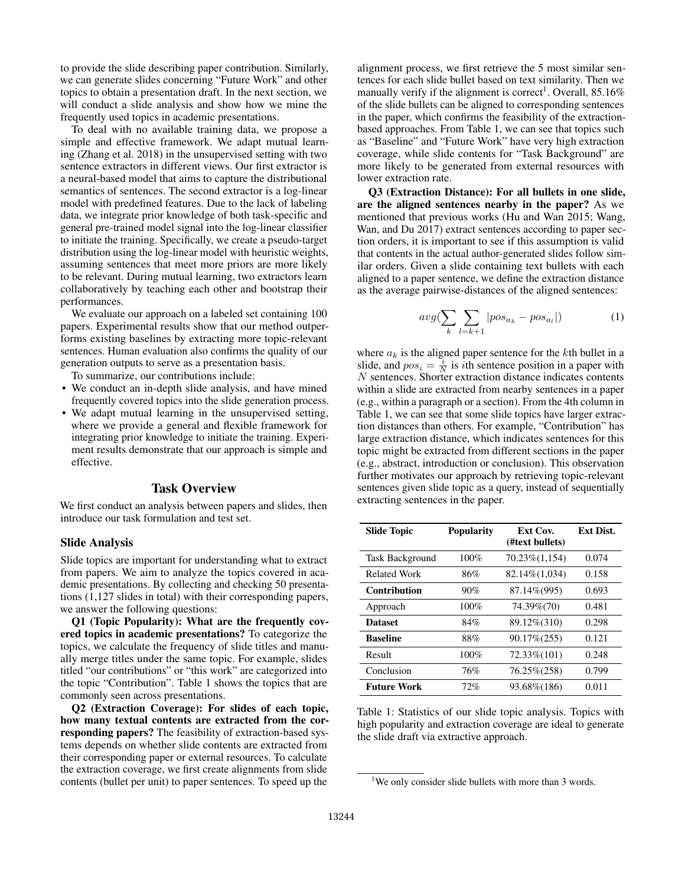to provide the slide describing paper contribution. Similarly, we can generate slides concerning "Future Work" and other topics to obtain a presentation draft. In the next section, we will conduct a slide analysis and show how we mine the frequently used topics in academic presentations.

To deal with no available training data, we propose a simple and effective framework. We adapt mutual learning (Zhang et al. 2018) in the unsupervised setting with two sentence extractors in different views. Our first extractor is a neural-based model that aims to capture the distributional semantics of sentences. The second extractor is a log-linear model with predefined features. Due to the lack of labeling data, we integrate prior knowledge of both task-specific and general pre-trained model signal into the log-linear classifier to initiate the training. Specifically, we create a pseudo-target distribution using the log-linear model with heuristic weights, assuming sentences that meet more priors are more likely to be relevant. During mutual learning, two extractors learn collaboratively by teaching each other and bootstrap their performances.

We evaluate our approach on a labeled set containing 100 papers. Experimental results show that our method outperforms existing baselines by extracting more topic-relevant sentences. Human evaluation also confirms the quality of our generation outputs to serve as a presentation basis.

To summarize, our contributions include:

- We conduct an in-depth slide analysis, and have mined frequently covered topics into the slide generation process.
- We adapt mutual learning in the unsupervised setting, where we provide a general and flexible framework for integrating prior knowledge to initiate the training. Experiment results demonstrate that our approach is simple and effective.

## Task Overview

We first conduct an analysis between papers and slides, then introduce our task formulation and test set.

### Slide Analysis

Slide topics are important for understanding what to extract from papers. We aim to analyze the topics covered in academic presentations. By collecting and checking 50 presentations (1,127 slides in total) with their corresponding papers, we answer the following questions:

**Q1 (Topic Popularity): What are the frequently covered topics in academic presentations?** To categorize the topics, we calculate the frequency of slide titles and manually merge titles under the same topic. For example, slides titled "our contributions" or "this work" are categorized into the topic "Contribution". Table 1 shows the topics that are commonly seen across presentations.

**Q2 (Extraction Coverage): For slides of each topic, how many textual contents are extracted from the corresponding papers?** The feasibility of extraction-based systems depends on whether slide contents are extracted from their corresponding paper or external resources. To calculate the extraction coverage, we first create alignments from slide contents (bullet per unit) to paper sentences. To speed up the alignment process, we first retrieve the 5 most similar sentences for each slide bullet based on text similarity. Then we manually verify if the alignment is correct[1]. Overall, 85.16% of the slide bullets can be aligned to corresponding sentences in the paper, which confirms the feasibility of the extraction-based approaches. From Table 1, we can see that topics such as "Baseline" and "Future Work" have very high extraction coverage, while slide contents for "Task Background" are more likely to be generated from external resources with lower extraction rate.

**Q3 (Extraction Distance): For all bullets in one slide, are the aligned sentences nearby in the paper?** As we mentioned that previous works (Hu and Wan 2015; Wang, Wan, and Du 2017) extract sentences according to paper section orders, it is important to see if this assumption is valid that contents in the actual author-generated slides follow similar orders. Given a slide containing text bullets with each aligned to a paper sentence, we define the extraction distance as the average pairwise-distances of the aligned sentences:

$$avg(\sum_{k} \sum_{l=k+1} |pos_{a_k} - pos_{a_l}|) \tag{1}$$

where $a_k$ is the aligned paper sentence for the $k$th bullet in a slide, and $pos_i = \frac{i}{N}$ is $i$th sentence position in a paper with $N$ sentences. Shorter extraction distance indicates contents within a slide are extracted from nearby sentences in a paper (e.g., within a paragraph or a section). From the 4th column in Table 1, we can see that some slide topics have larger extraction distances than others. For example, "Contribution" has large extraction distance, which indicates sentences for this topic might be extracted from different sections in the paper (e.g., abstract, introduction or conclusion). This observation further motivates our approach by retrieving topic-relevant sentences given slide topic as a query, instead of sequentially extracting sentences in the paper.

| Slide Topic | Popularity | Ext Cov. (#text bullets) | Ext Dist. |
|---|---|---|---|
| Task Background | 100% | 70.23%(1,154) | 0.074 |
| Related Work | 86% | 82.14%(1,034) | 0.158 |
| **Contribution** | 90% | 87.14%(995) | 0.693 |
| Approach | 100% | 74.39%(70) | 0.481 |
| **Dataset** | 84% | 89.12%(310) | 0.298 |
| **Baseline** | 88% | 90.17%(255) | 0.121 |
| Result | 100% | 72.33%(101) | 0.248 |
| Conclusion | 76% | 76.25%(258) | 0.799 |
| **Future Work** | 72% | 93.68%(186) | 0.011 |

Table 1: Statistics of our slide topic analysis. Topics with high popularity and extraction coverage are ideal to generate the slide draft via extractive approach.

[1] We only consider slide bullets with more than 3 words.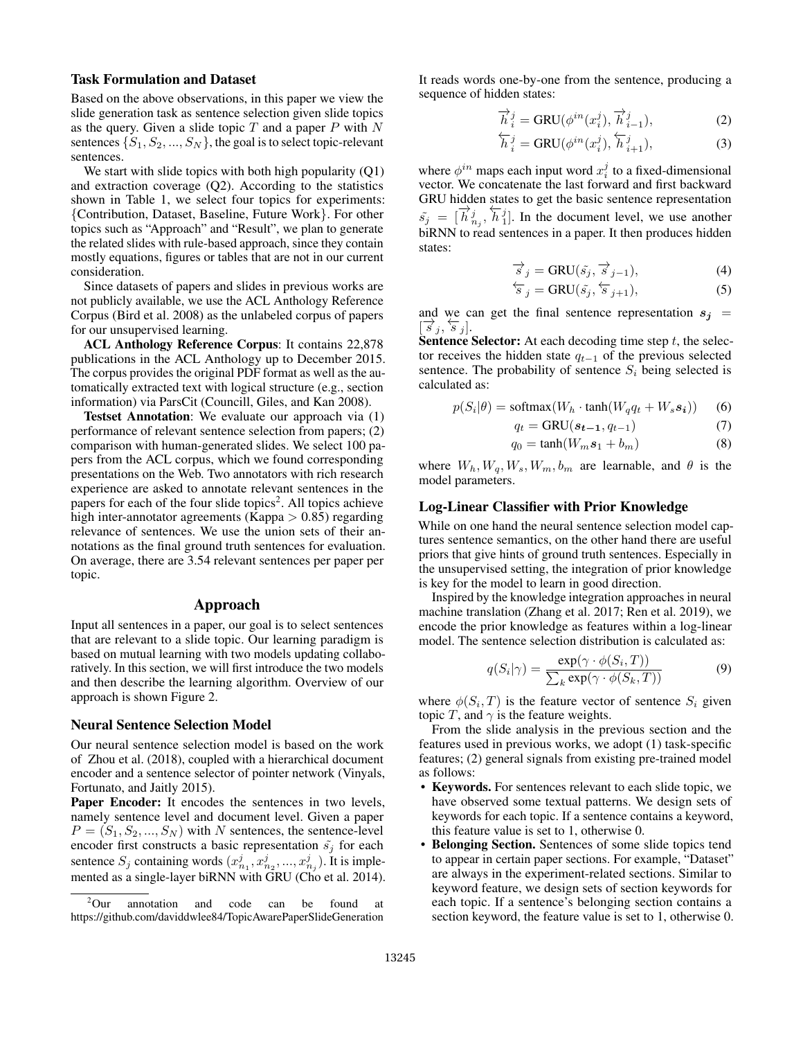### Task Formulation and Dataset

Based on the above observations, in this paper we view the slide generation task as sentence selection given slide topics as the query. Given a slide topic $T$ and a paper $P$ with $N$ sentences $\{S_1, S_2, ..., S_N\}$, the goal is to select topic-relevant sentences.

We start with slide topics with both high popularity (Q1) and extraction coverage (Q2). According to the statistics shown in Table 1, we select four topics for experiments: {Contribution, Dataset, Baseline, Future Work}. For other topics such as "Approach" and "Result", we plan to generate the related slides with rule-based approach, since they contain mostly equations, figures or tables that are not in our current consideration.

Since datasets of papers and slides in previous works are not publicly available, we use the ACL Anthology Reference Corpus (Bird et al. 2008) as the unlabeled corpus of papers for our unsupervised learning.

**ACL Anthology Reference Corpus**: It contains 22,878 publications in the ACL Anthology up to December 2015. The corpus provides the original PDF format as well as the automatically extracted text with logical structure (e.g., section information) via ParsCit (Councill, Giles, and Kan 2008).

**Testset Annotation**: We evaluate our approach via (1) performance of relevant sentence selection from papers; (2) comparison with human-generated slides. We select 100 papers from the ACL corpus, which we found corresponding presentations on the Web. Two annotators with rich research experience are asked to annotate relevant sentences in the papers for each of the four slide topics[2]. All topics achieve high inter-annotator agreements (Kappa > 0.85) regarding relevance of sentences. We use the union sets of their annotations as the final ground truth sentences for evaluation. On average, there are 3.54 relevant sentences per paper per topic.

## Approach

Input all sentences in a paper, our goal is to select sentences that are relevant to a slide topic. Our learning paradigm is based on mutual learning with two models updating collaboratively. In this section, we will first introduce the two models and then describe the learning algorithm. Overview of our approach is shown Figure 2.

### Neural Sentence Selection Model

Our neural sentence selection model is based on the work of Zhou et al. (2018), coupled with a hierarchical document encoder and a sentence selector of pointer network (Vinyals, Fortunato, and Jaitly 2015).

**Paper Encoder:** It encodes the sentences in two levels, namely sentence level and document level. Given a paper $P = (S_1, S_2, ..., S_N)$ with $N$ sentences, the sentence-level encoder first constructs a basic representation $\tilde{s_j}$ for each sentence $S_j$ containing words $(x^j_{n_1}, x^j_{n_2}, ..., x^j_{n_j})$. It is implemented as a single-layer biRNN with GRU (Cho et al. 2014). It reads words one-by-one from the sentence, producing a sequence of hidden states:

$$\overrightarrow{h}^j_i = \text{GRU}(\phi^{in}(x^j_i), \overrightarrow{h}^j_{i-1}), \quad (2)$$

$$\overleftarrow{h}^j_i = \text{GRU}(\phi^{in}(x^j_i), \overleftarrow{h}^j_{i+1}), \quad (3)$$

where $\phi^{in}$ maps each input word $x^j_i$ to a fixed-dimensional vector. We concatenate the last forward and first backward GRU hidden states to get the basic sentence representation $\tilde{s_j} = [\overrightarrow{h}^j_{n_j}, \overleftarrow{h}^j_1]$. In the document level, we use another biRNN to read sentences in a paper. It then produces hidden states:

$$\overrightarrow{s}_j = \text{GRU}(\tilde{s_j}, \overrightarrow{s}_{j-1}), \quad (4)$$

$$\overleftarrow{s}_j = \text{GRU}(\tilde{s_j}, \overleftarrow{s}_{j+1}), \quad (5)$$

and we can get the final sentence representation $\boldsymbol{s_j} = [\overrightarrow{s}_j, \overleftarrow{s}_j]$.

**Sentence Selector:** At each decoding time step $t$, the selector receives the hidden state $q_{t-1}$ of the previous selected sentence. The probability of sentence $S_i$ being selected is calculated as:

$$p(S_i|\theta) = \text{softmax}(W_h \cdot \tanh(W_q q_t + W_s \boldsymbol{s_i})) \quad (6)$$

$$q_t = \text{GRU}(\boldsymbol{s_{t-1}}, q_{t-1}) \quad (7)$$

$$q_0 = \tanh(W_m \boldsymbol{s}_1 + b_m) \quad (8)$$

where $W_h, W_q, W_s, W_m, b_m$ are learnable, and $\theta$ is the model parameters.

### Log-Linear Classifier with Prior Knowledge

While on one hand the neural sentence selection model captures sentence semantics, on the other hand there are useful priors that give hints of ground truth sentences. Especially in the unsupervised setting, the integration of prior knowledge is key for the model to learn in good direction.

Inspired by the knowledge integration approaches in neural machine translation (Zhang et al. 2017; Ren et al. 2019), we encode the prior knowledge as features within a log-linear model. The sentence selection distribution is calculated as:

$$q(S_i|\gamma) = \frac{\exp(\gamma \cdot \phi(S_i, T))}{\sum_k \exp(\gamma \cdot \phi(S_k, T))} \quad (9)$$

where $\phi(S_i, T)$ is the feature vector of sentence $S_i$ given topic $T$, and $\gamma$ is the feature weights.

From the slide analysis in the previous section and the features used in previous works, we adopt (1) task-specific features; (2) general signals from existing pre-trained model as follows:

- **Keywords.** For sentences relevant to each slide topic, we have observed some textual patterns. We design sets of keywords for each topic. If a sentence contains a keyword, this feature value is set to 1, otherwise 0.
- **Belonging Section.** Sentences of some slide topics tend to appear in certain paper sections. For example, "Dataset" are always in the experiment-related sections. Similar to keyword feature, we design sets of section keywords for each topic. If a sentence's belonging section contains a section keyword, the feature value is set to 1, otherwise 0.

[2] Our annotation and code can be found at https://github.com/daviddwlee84/TopicAwarePaperSlideGeneration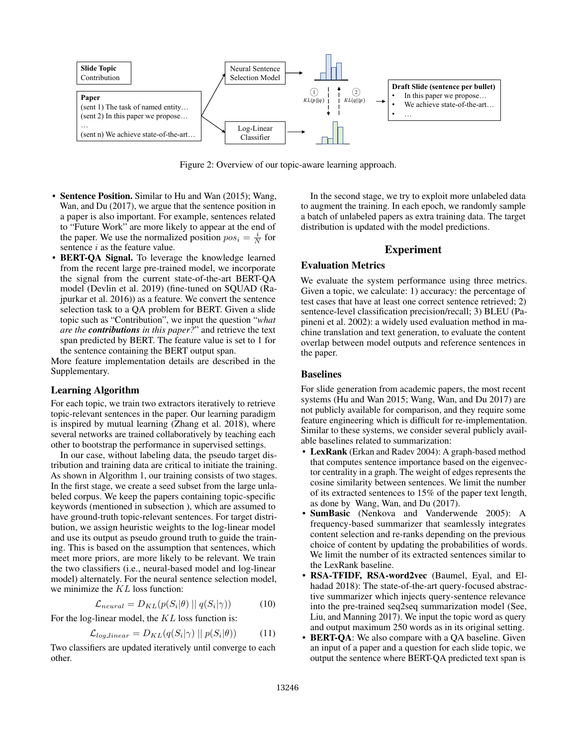Figure 2: Overview of our topic-aware learning approach.

- **Sentence Position.** Similar to Hu and Wan (2015); Wang, Wan, and Du (2017), we argue that the sentence position in a paper is also important. For example, sentences related to "Future Work" are more likely to appear at the end of the paper. We use the normalized position $pos_i = \frac{i}{N}$ for sentence $i$ as the feature value.
- **BERT-QA Signal.** To leverage the knowledge learned from the recent large pre-trained model, we incorporate the signal from the current state-of-the-art BERT-QA model (Devlin et al. 2019) (fine-tuned on SQUAD (Rajpurkar et al. 2016)) as a feature. We convert the sentence selection task to a QA problem for BERT. Given a slide topic such as "Contribution", we input the question "*what are the* ***contributions*** *in this paper?*" and retrieve the text span predicted by BERT. The feature value is set to 1 for the sentence containing the BERT output span.

More feature implementation details are described in the Supplementary.

### Learning Algorithm

For each topic, we train two extractors iteratively to retrieve topic-relevant sentences in the paper. Our learning paradigm is inspired by mutual learning (Zhang et al. 2018), where several networks are trained collaboratively by teaching each other to bootstrap the performance in supervised settings.

In our case, without labeling data, the pseudo target distribution and training data are critical to initiate the training. As shown in Algorithm 1, our training consists of two stages. In the first stage, we create a seed subset from the large unlabeled corpus. We keep the papers containing topic-specific keywords (mentioned in subsection ), which are assumed to have ground-truth topic-relevant sentences. For target distribution, we assign heuristic weights to the log-linear model and use its output as pseudo ground truth to guide the training. This is based on the assumption that sentences, which meet more priors, are more likely to be relevant. We train the two classifiers (i.e., neural-based model and log-linear model) alternately. For the neural sentence selection model, we minimize the $KL$ loss function:

$$\mathcal{L}_{neural} = D_{KL}(p(S_i|\theta) \mid\mid q(S_i|\gamma)) \tag{10}$$

For the log-linear model, the $KL$ loss function is:

$$\mathcal{L}_{log\_linear} = D_{KL}(q(S_i|\gamma) \mid\mid p(S_i|\theta)) \tag{11}$$

Two classifiers are updated iteratively until converge to each other.

In the second stage, we try to exploit more unlabeled data to augment the training. In each epoch, we randomly sample a batch of unlabeled papers as extra training data. The target distribution is updated with the model predictions.

## Experiment

### Evaluation Metrics

We evaluate the system performance using three metrics. Given a topic, we calculate: 1) accuracy: the percentage of test cases that have at least one correct sentence retrieved; 2) sentence-level classification precision/recall; 3) BLEU (Papineni et al. 2002): a widely used evaluation method in machine translation and text generation, to evaluate the content overlap between model outputs and reference sentences in the paper.

### Baselines

For slide generation from academic papers, the most recent systems (Hu and Wan 2015; Wang, Wan, and Du 2017) are not publicly available for comparison, and they require some feature engineering which is difficult for re-implementation. Similar to these systems, we consider several publicly available baselines related to summarization:

- **LexRank** (Erkan and Radev 2004): A graph-based method that computes sentence importance based on the eigenvector centrality in a graph. The weight of edges represents the cosine similarity between sentences. We limit the number of its extracted sentences to 15% of the paper text length, as done by Wang, Wan, and Du (2017).
- **SumBasic** (Nenkova and Vanderwende 2005): A frequency-based summarizer that seamlessly integrates content selection and re-ranks depending on the previous choice of content by updating the probabilities of words. We limit the number of its extracted sentences similar to the LexRank baseline.
- **RSA-TFIDF, RSA-word2vec** (Baumel, Eyal, and Elhadad 2018): The state-of-the-art query-focused abstractive summarizer which injects query-sentence relevance into the pre-trained seq2seq summarization model (See, Liu, and Manning 2017). We input the topic word as query and output maximum 250 words as in its original setting.
- **BERT-QA**: We also compare with a QA baseline. Given an input of a paper and a question for each slide topic, we output the sentence where BERT-QA predicted text span is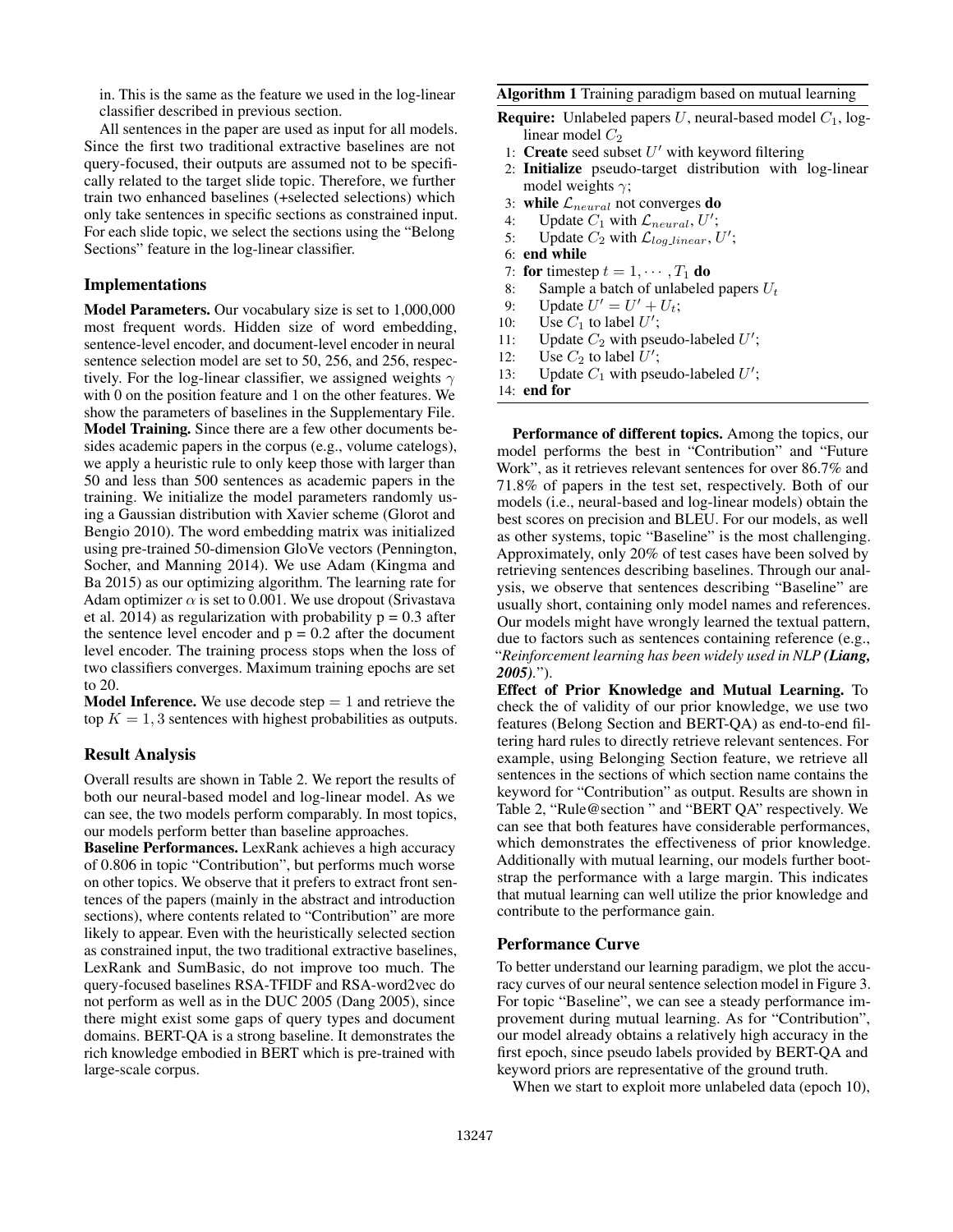in. This is the same as the feature we used in the log-linear classifier described in previous section.

All sentences in the paper are used as input for all models. Since the first two traditional extractive baselines are not query-focused, their outputs are assumed not to be specifically related to the target slide topic. Therefore, we further train two enhanced baselines (+selected selections) which only take sentences in specific sections as constrained input. For each slide topic, we select the sections using the "Belong Sections" feature in the log-linear classifier.

## Implementations

**Model Parameters.** Our vocabulary size is set to 1,000,000 most frequent words. Hidden size of word embedding, sentence-level encoder, and document-level encoder in neural sentence selection model are set to 50, 256, and 256, respectively. For the log-linear classifier, we assigned weights $\gamma$ with 0 on the position feature and 1 on the other features. We show the parameters of baselines in the Supplementary File.

**Model Training.** Since there are a few other documents besides academic papers in the corpus (e.g., volume catelogs), we apply a heuristic rule to only keep those with larger than 50 and less than 500 sentences as academic papers in the training. We initialize the model parameters randomly using a Gaussian distribution with Xavier scheme (Glorot and Bengio 2010). The word embedding matrix was initialized using pre-trained 50-dimension GloVe vectors (Pennington, Socher, and Manning 2014). We use Adam (Kingma and Ba 2015) as our optimizing algorithm. The learning rate for Adam optimizer $\alpha$ is set to 0.001. We use dropout (Srivastava et al. 2014) as regularization with probability p = 0.3 after the sentence level encoder and p = 0.2 after the document level encoder. The training process stops when the loss of two classifiers converges. Maximum training epochs are set to 20.

**Model Inference.** We use decode step = 1 and retrieve the top $K = 1, 3$ sentences with highest probabilities as outputs.

## Result Analysis

Overall results are shown in Table 2. We report the results of both our neural-based model and log-linear model. As we can see, the two models perform comparably. In most topics, our models perform better than baseline approaches.

**Baseline Performances.** LexRank achieves a high accuracy of 0.806 in topic "Contribution", but performs much worse on other topics. We observe that it prefers to extract front sentences of the papers (mainly in the abstract and introduction sections), where contents related to "Contribution" are more likely to appear. Even with the heuristically selected section as constrained input, the two traditional extractive baselines, LexRank and SumBasic, do not improve too much. The query-focused baselines RSA-TFIDF and RSA-word2vec do not perform as well as in the DUC 2005 (Dang 2005), since there might exist some gaps of query types and document domains. BERT-QA is a strong baseline. It demonstrates the rich knowledge embodied in BERT which is pre-trained with large-scale corpus.

**Algorithm 1** Training paradigm based on mutual learning

**Require:** Unlabeled papers $U$, neural-based model $C_1$, log-linear model $C_2$

1: **Create** seed subset $U'$ with keyword filtering
2: **Initialize** pseudo-target distribution with log-linear model weights $\gamma$;
3: **while** $\mathcal{L}_{neural}$ not converges **do**
4: Update $C_1$ with $\mathcal{L}_{neural}$, $U'$;
5: Update $C_2$ with $\mathcal{L}_{log\_linear}$, $U'$;
6: **end while**
7: **for** timestep $t = 1, \cdots, T_1$ **do**
8: Sample a batch of unlabeled papers $U_t$
9: Update $U' = U' + U_t$;
10: Use $C_1$ to label $U'$;
11: Update $C_2$ with pseudo-labeled $U'$;
12: Use $C_2$ to label $U'$;
13: Update $C_1$ with pseudo-labeled $U'$;
14: **end for**

**Performance of different topics.** Among the topics, our model performs the best in "Contribution" and "Future Work", as it retrieves relevant sentences for over 86.7% and 71.8% of papers in the test set, respectively. Both of our models (i.e., neural-based and log-linear models) obtain the best scores on precision and BLEU. For our models, as well as other systems, topic "Baseline" is the most challenging. Approximately, only 20% of test cases have been solved by retrieving sentences describing baselines. Through our analysis, we observe that sentences describing "Baseline" are usually short, containing only model names and references. Our models might have wrongly learned the textual pattern, due to factors such as sentences containing reference (e.g., "*Reinforcement learning has been widely used in NLP* ***(Liang, 2005)***.").

**Effect of Prior Knowledge and Mutual Learning.** To check the of validity of our prior knowledge, we use two features (Belong Section and BERT-QA) as end-to-end filtering hard rules to directly retrieve relevant sentences. For example, using Belonging Section feature, we retrieve all sentences in the sections of which section name contains the keyword for "Contribution" as output. Results are shown in Table 2, "Rule@section " and "BERT QA" respectively. We can see that both features have considerable performances, which demonstrates the effectiveness of prior knowledge. Additionally with mutual learning, our models further bootstrap the performance with a large margin. This indicates that mutual learning can well utilize the prior knowledge and contribute to the performance gain.

## Performance Curve

To better understand our learning paradigm, we plot the accuracy curves of our neural sentence selection model in Figure 3. For topic "Baseline", we can see a steady performance improvement during mutual learning. As for "Contribution", our model already obtains a relatively high accuracy in the first epoch, since pseudo labels provided by BERT-QA and keyword priors are representative of the ground truth.

When we start to exploit more unlabeled data (epoch 10),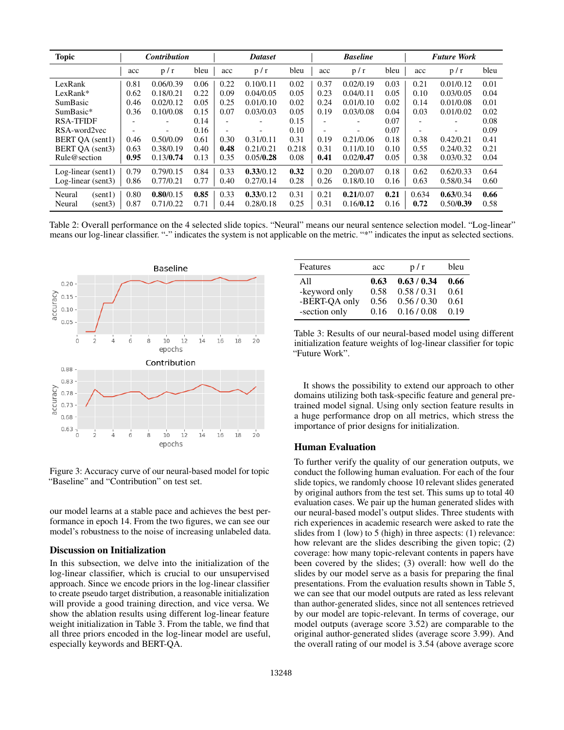| Topic | *Contribution* | | | *Dataset* | | | *Baseline* | | | *Future Work* | | |
|---|---|---|---|---|---|---|---|---|---|---|---|---|
| | acc | p / r | bleu | acc | p / r | bleu | acc | p / r | bleu | acc | p / r | bleu |
| LexRank | 0.81 | 0.06/0.39 | 0.06 | 0.22 | 0.10/0.11 | 0.02 | 0.37 | 0.02/0.19 | 0.03 | 0.21 | 0.01/0.12 | 0.01 |
| LexRank* | 0.62 | 0.18/0.21 | 0.22 | 0.09 | 0.04/0.05 | 0.05 | 0.23 | 0.04/0.11 | 0.05 | 0.10 | 0.03/0.05 | 0.04 |
| SumBasic | 0.46 | 0.02/0.12 | 0.05 | 0.25 | 0.01/0.10 | 0.02 | 0.24 | 0.01/0.10 | 0.02 | 0.14 | 0.01/0.08 | 0.01 |
| SumBasic* | 0.36 | 0.10/0.08 | 0.15 | 0.07 | 0.03/0.03 | 0.05 | 0.19 | 0.03/0.08 | 0.04 | 0.03 | 0.01/0.02 | 0.02 |
| RSA-TFIDF | - | - | 0.14 | - | - | 0.15 | - | - | 0.07 | - | - | 0.08 |
| RSA-word2vec | - | - | 0.16 | - | - | 0.10 | - | - | 0.07 | - | - | 0.09 |
| BERT QA (sent1) | 0.46 | 0.50/0.09 | 0.61 | 0.30 | 0.31/0.11 | 0.31 | 0.19 | 0.21/0.06 | 0.18 | 0.38 | 0.42/0.21 | 0.41 |
| BERT QA (sent3) | 0.63 | 0.38/0.19 | 0.40 | **0.48** | 0.21/0.21 | 0.218 | 0.31 | 0.11/0.10 | 0.10 | 0.55 | 0.24/0.32 | 0.21 |
| Rule@section | **0.95** | 0.13/**0.74** | 0.13 | 0.35 | 0.05/**0.28** | 0.08 | **0.41** | 0.02/**0.47** | 0.05 | 0.38 | 0.03/0.32 | 0.04 |
| Log-linear (sent1) | 0.79 | 0.79/0.15 | 0.84 | 0.33 | **0.33**/0.12 | **0.32** | 0.20 | 0.20/0.07 | 0.18 | 0.62 | 0.62/0.33 | 0.64 |
| Log-linear (sent3) | 0.86 | 0.77/0.21 | 0.77 | 0.40 | 0.27/0.14 | 0.28 | 0.26 | 0.18/0.10 | 0.16 | 0.63 | 0.58/0.34 | 0.60 |
| Neural (sent1) | 0.80 | **0.80**/0.15 | **0.85** | 0.33 | **0.33**/0.12 | 0.31 | 0.21 | **0.21**/0.07 | **0.21** | 0.634 | **0.63**/0.34 | **0.66** |
| Neural (sent3) | 0.87 | 0.71/0.22 | 0.71 | 0.44 | 0.28/0.18 | 0.25 | 0.31 | 0.16/**0.12** | 0.16 | **0.72** | 0.50/**0.39** | 0.58 |

Table 2: Overall performance on the 4 selected slide topics. "Neural" means our neural sentence selection model. "Log-linear" means our log-linear classifier. "-" indicates the system is not applicable on the metric. "*" indicates the input as selected sections.

Figure 3: Accuracy curve of our neural-based model for topic "Baseline" and "Contribution" on test set.

our model learns at a stable pace and achieves the best performance in epoch 14. From the two figures, we can see our model's robustness to the noise of increasing unlabeled data.

## Discussion on Initialization

In this subsection, we delve into the initialization of the log-linear classifier, which is crucial to our unsupervised approach. Since we encode priors in the log-linear classifier to create pseudo target distribution, a reasonable initialization will provide a good training direction, and vice versa. We show the ablation results using different log-linear feature weight initialization in Table 3. From the table, we find that all three priors encoded in the log-linear model are useful, especially keywords and BERT-QA.

| Features | acc | p / r | bleu |
|---|---|---|---|
| All | **0.63** | **0.63 / 0.34** | **0.66** |
| -keyword only | 0.58 | 0.58 / 0.31 | 0.61 |
| -BERT-QA only | 0.56 | 0.56 / 0.30 | 0.61 |
| -section only | 0.16 | 0.16 / 0.08 | 0.19 |

Table 3: Results of our neural-based model using different initialization feature weights of log-linear classifier for topic "Future Work".

It shows the possibility to extend our approach to other domains utilizing both task-specific feature and general pre-trained model signal. Using only section feature results in a huge performance drop on all metrics, which stress the importance of prior designs for initialization.

## Human Evaluation

To further verify the quality of our generation outputs, we conduct the following human evaluation. For each of the four slide topics, we randomly choose 10 relevant slides generated by original authors from the test set. This sums up to total 40 evaluation cases. We pair up the human generated slides with our neural-based model's output slides. Three students with rich experiences in academic research were asked to rate the slides from 1 (low) to 5 (high) in three aspects: (1) relevance: how relevant are the slides describing the given topic; (2) coverage: how many topic-relevant contents in papers have been covered by the slides; (3) overall: how well do the slides by our model serve as a basis for preparing the final presentations. From the evaluation results shown in Table 5, we can see that our model outputs are rated as less relevant than author-generated slides, since not all sentences retrieved by our model are topic-relevant. In terms of coverage, our model outputs (average score 3.52) are comparable to the original author-generated slides (average score 3.99). And the overall rating of our model is 3.54 (above average score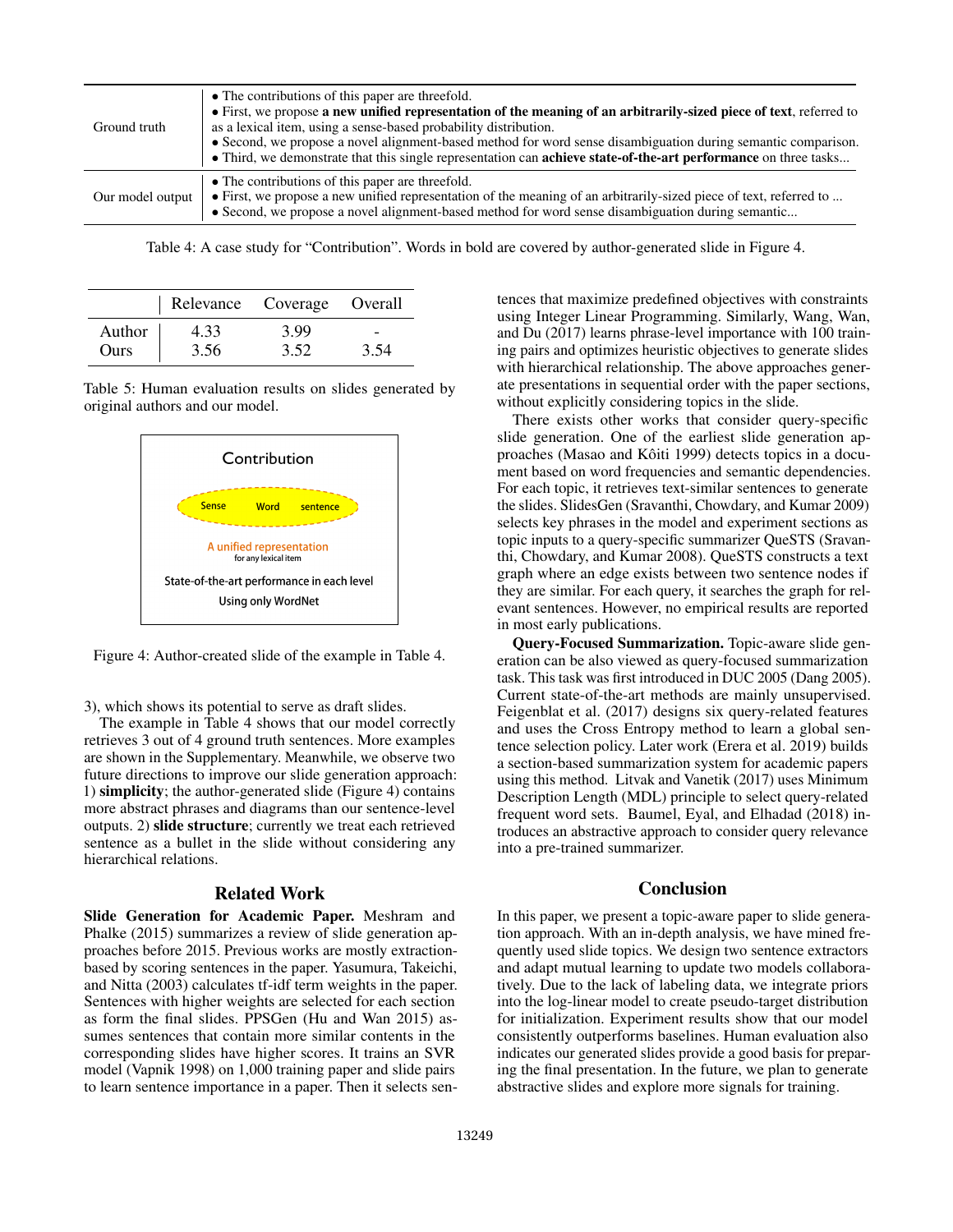| | |
|---|---|
| Ground truth | • The contributions of this paper are threefold.<br>• First, we propose **a new unified representation of the meaning of an arbitrarily-sized piece of text**, referred to as a lexical item, using a sense-based probability distribution.<br>• Second, we propose a novel alignment-based method for word sense disambiguation during semantic comparison.<br>• Third, we demonstrate that this single representation can **achieve state-of-the-art performance** on three tasks... |
| Our model output | • The contributions of this paper are threefold.<br>• First, we propose a new unified representation of the meaning of an arbitrarily-sized piece of text, referred to ...<br>• Second, we propose a novel alignment-based method for word sense disambiguation during semantic... |

Table 4: A case study for "Contribution". Words in bold are covered by author-generated slide in Figure 4.

| | Relevance | Coverage | Overall |
|---|---|---|---|
| Author | 4.33 | 3.99 | - |
| Ours | 3.56 | 3.52 | 3.54 |

Table 5: Human evaluation results on slides generated by original authors and our model.

Contribution

Sense Word sentence

A unified representation
for any lexical item

State-of-the-art performance in each level

Using only WordNet

Figure 4: Author-created slide of the example in Table 4.

3), which shows its potential to serve as draft slides.

The example in Table 4 shows that our model correctly retrieves 3 out of 4 ground truth sentences. More examples are shown in the Supplementary. Meanwhile, we observe two future directions to improve our slide generation approach: 1) **simplicity**; the author-generated slide (Figure 4) contains more abstract phrases and diagrams than our sentence-level outputs. 2) **slide structure**; currently we treat each retrieved sentence as a bullet in the slide without considering any hierarchical relations.

## Related Work

**Slide Generation for Academic Paper.** Meshram and Phalke (2015) summarizes a review of slide generation approaches before 2015. Previous works are mostly extraction-based by scoring sentences in the paper. Yasumura, Takeichi, and Nitta (2003) calculates tf-idf term weights in the paper. Sentences with higher weights are selected for each section as form the final slides. PPSGen (Hu and Wan 2015) assumes sentences that contain more similar contents in the corresponding slides have higher scores. It trains an SVR model (Vapnik 1998) on 1,000 training paper and slide pairs to learn sentence importance in a paper. Then it selects sentences that maximize predefined objectives with constraints using Integer Linear Programming. Similarly, Wang, Wan, and Du (2017) learns phrase-level importance with 100 training pairs and optimizes heuristic objectives to generate slides with hierarchical relationship. The above approaches generate presentations in sequential order with the paper sections, without explicitly considering topics in the slide.

There exists other works that consider query-specific slide generation. One of the earliest slide generation approaches (Masao and Kôiti 1999) detects topics in a document based on word frequencies and semantic dependencies. For each topic, it retrieves text-similar sentences to generate the slides. SlidesGen (Sravanthi, Chowdary, and Kumar 2009) selects key phrases in the model and experiment sections as topic inputs to a query-specific summarizer QueSTS (Sravanthi, Chowdary, and Kumar 2008). QueSTS constructs a text graph where an edge exists between two sentence nodes if they are similar. For each query, it searches the graph for relevant sentences. However, no empirical results are reported in most early publications.

**Query-Focused Summarization.** Topic-aware slide generation can be also viewed as query-focused summarization task. This task was first introduced in DUC 2005 (Dang 2005). Current state-of-the-art methods are mainly unsupervised. Feigenblat et al. (2017) designs six query-related features and uses the Cross Entropy method to learn a global sentence selection policy. Later work (Erera et al. 2019) builds a section-based summarization system for academic papers using this method. Litvak and Vanetik (2017) uses Minimum Description Length (MDL) principle to select query-related frequent word sets. Baumel, Eyal, and Elhadad (2018) introduces an abstractive approach to consider query relevance into a pre-trained summarizer.

## Conclusion

In this paper, we present a topic-aware paper to slide generation approach. With an in-depth analysis, we have mined frequently used slide topics. We design two sentence extractors and adapt mutual learning to update two models collaboratively. Due to the lack of labeling data, we integrate priors into the log-linear model to create pseudo-target distribution for initialization. Experiment results show that our model consistently outperforms baselines. Human evaluation also indicates our generated slides provide a good basis for preparing the final presentation. In the future, we plan to generate abstractive slides and explore more signals for training.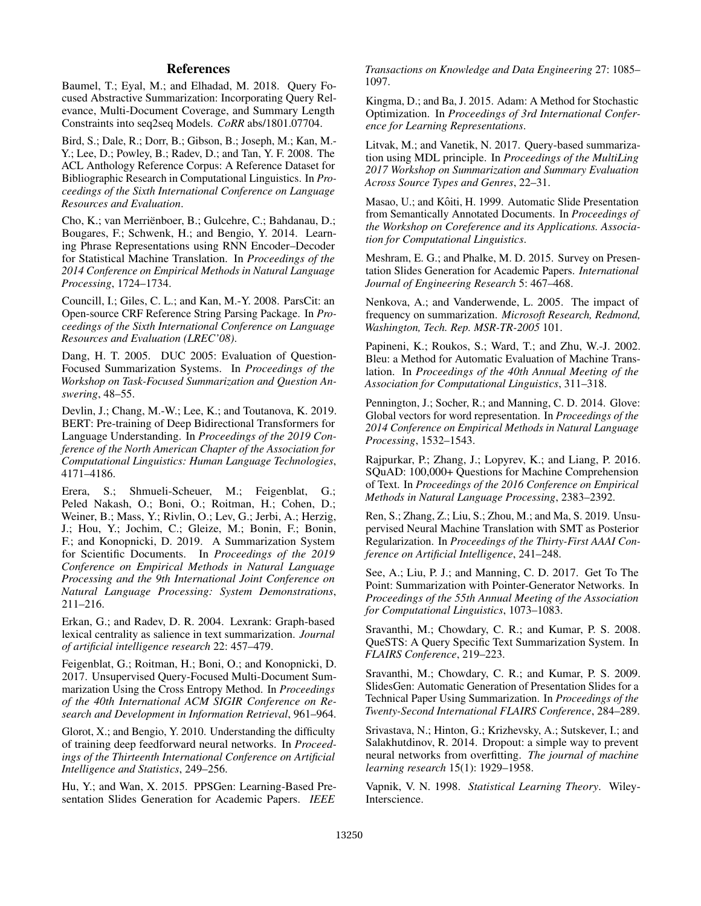# References

Baumel, T.; Eyal, M.; and Elhadad, M. 2018. Query Focused Abstractive Summarization: Incorporating Query Relevance, Multi-Document Coverage, and Summary Length Constraints into seq2seq Models. *CoRR* abs/1801.07704.

Bird, S.; Dale, R.; Dorr, B.; Gibson, B.; Joseph, M.; Kan, M.-Y.; Lee, D.; Powley, B.; Radev, D.; and Tan, Y. F. 2008. The ACL Anthology Reference Corpus: A Reference Dataset for Bibliographic Research in Computational Linguistics. In *Proceedings of the Sixth International Conference on Language Resources and Evaluation*.

Cho, K.; van Merriënboer, B.; Gulcehre, C.; Bahdanau, D.; Bougares, F.; Schwenk, H.; and Bengio, Y. 2014. Learning Phrase Representations using RNN Encoder–Decoder for Statistical Machine Translation. In *Proceedings of the 2014 Conference on Empirical Methods in Natural Language Processing*, 1724–1734.

Councill, I.; Giles, C. L.; and Kan, M.-Y. 2008. ParsCit: an Open-source CRF Reference String Parsing Package. In *Proceedings of the Sixth International Conference on Language Resources and Evaluation (LREC'08)*.

Dang, H. T. 2005. DUC 2005: Evaluation of Question-Focused Summarization Systems. In *Proceedings of the Workshop on Task-Focused Summarization and Question Answering*, 48–55.

Devlin, J.; Chang, M.-W.; Lee, K.; and Toutanova, K. 2019. BERT: Pre-training of Deep Bidirectional Transformers for Language Understanding. In *Proceedings of the 2019 Conference of the North American Chapter of the Association for Computational Linguistics: Human Language Technologies*, 4171–4186.

Erera, S.; Shmueli-Scheuer, M.; Feigenblat, G.; Peled Nakash, O.; Boni, O.; Roitman, H.; Cohen, D.; Weiner, B.; Mass, Y.; Rivlin, O.; Lev, G.; Jerbi, A.; Herzig, J.; Hou, Y.; Jochim, C.; Gleize, M.; Bonin, F.; Bonin, F.; and Konopnicki, D. 2019. A Summarization System for Scientific Documents. In *Proceedings of the 2019 Conference on Empirical Methods in Natural Language Processing and the 9th International Joint Conference on Natural Language Processing: System Demonstrations*, 211–216.

Erkan, G.; and Radev, D. R. 2004. Lexrank: Graph-based lexical centrality as salience in text summarization. *Journal of artificial intelligence research* 22: 457–479.

Feigenblat, G.; Roitman, H.; Boni, O.; and Konopnicki, D. 2017. Unsupervised Query-Focused Multi-Document Summarization Using the Cross Entropy Method. In *Proceedings of the 40th International ACM SIGIR Conference on Research and Development in Information Retrieval*, 961–964.

Glorot, X.; and Bengio, Y. 2010. Understanding the difficulty of training deep feedforward neural networks. In *Proceedings of the Thirteenth International Conference on Artificial Intelligence and Statistics*, 249–256.

Hu, Y.; and Wan, X. 2015. PPSGen: Learning-Based Presentation Slides Generation for Academic Papers. *IEEE Transactions on Knowledge and Data Engineering* 27: 1085–1097.

Kingma, D.; and Ba, J. 2015. Adam: A Method for Stochastic Optimization. In *Proceedings of 3rd International Conference for Learning Representations*.

Litvak, M.; and Vanetik, N. 2017. Query-based summarization using MDL principle. In *Proceedings of the MultiLing 2017 Workshop on Summarization and Summary Evaluation Across Source Types and Genres*, 22–31.

Masao, U.; and Kôiti, H. 1999. Automatic Slide Presentation from Semantically Annotated Documents. In *Proceedings of the Workshop on Coreference and its Applications. Association for Computational Linguistics*.

Meshram, E. G.; and Phalke, M. D. 2015. Survey on Presentation Slides Generation for Academic Papers. *International Journal of Engineering Research* 5: 467–468.

Nenkova, A.; and Vanderwende, L. 2005. The impact of frequency on summarization. *Microsoft Research, Redmond, Washington, Tech. Rep. MSR-TR-2005* 101.

Papineni, K.; Roukos, S.; Ward, T.; and Zhu, W.-J. 2002. Bleu: a Method for Automatic Evaluation of Machine Translation. In *Proceedings of the 40th Annual Meeting of the Association for Computational Linguistics*, 311–318.

Pennington, J.; Socher, R.; and Manning, C. D. 2014. Glove: Global vectors for word representation. In *Proceedings of the 2014 Conference on Empirical Methods in Natural Language Processing*, 1532–1543.

Rajpurkar, P.; Zhang, J.; Lopyrev, K.; and Liang, P. 2016. SQuAD: 100,000+ Questions for Machine Comprehension of Text. In *Proceedings of the 2016 Conference on Empirical Methods in Natural Language Processing*, 2383–2392.

Ren, S.; Zhang, Z.; Liu, S.; Zhou, M.; and Ma, S. 2019. Unsupervised Neural Machine Translation with SMT as Posterior Regularization. In *Proceedings of the Thirty-First AAAI Conference on Artificial Intelligence*, 241–248.

See, A.; Liu, P. J.; and Manning, C. D. 2017. Get To The Point: Summarization with Pointer-Generator Networks. In *Proceedings of the 55th Annual Meeting of the Association for Computational Linguistics*, 1073–1083.

Sravanthi, M.; Chowdary, C. R.; and Kumar, P. S. 2008. QueSTS: A Query Specific Text Summarization System. In *FLAIRS Conference*, 219–223.

Sravanthi, M.; Chowdary, C. R.; and Kumar, P. S. 2009. SlidesGen: Automatic Generation of Presentation Slides for a Technical Paper Using Summarization. In *Proceedings of the Twenty-Second International FLAIRS Conference*, 284–289.

Srivastava, N.; Hinton, G.; Krizhevsky, A.; Sutskever, I.; and Salakhutdinov, R. 2014. Dropout: a simple way to prevent neural networks from overfitting. *The journal of machine learning research* 15(1): 1929–1958.

Vapnik, V. N. 1998. *Statistical Learning Theory*. Wiley-Interscience.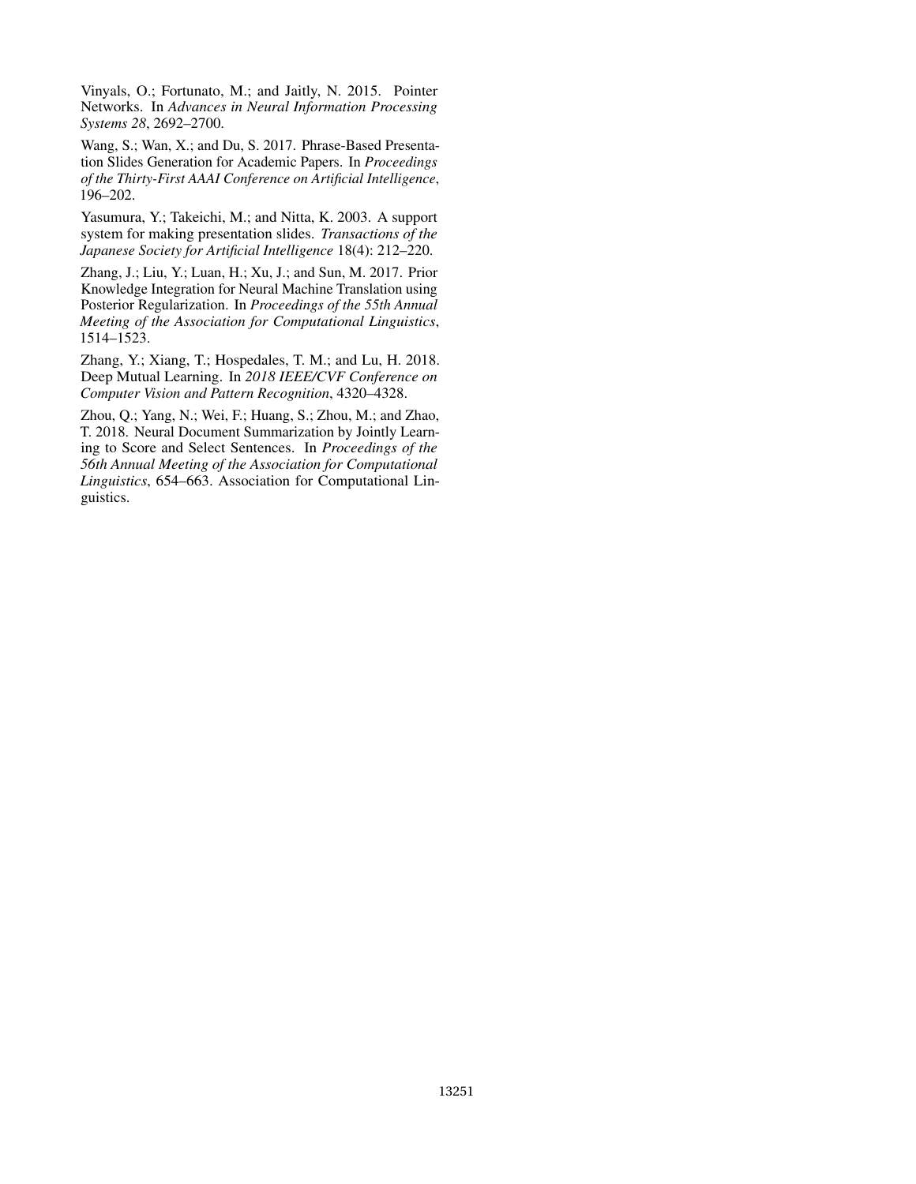Vinyals, O.; Fortunato, M.; and Jaitly, N. 2015. Pointer Networks. In *Advances in Neural Information Processing Systems 28*, 2692–2700.

Wang, S.; Wan, X.; and Du, S. 2017. Phrase-Based Presentation Slides Generation for Academic Papers. In *Proceedings of the Thirty-First AAAI Conference on Artificial Intelligence*, 196–202.

Yasumura, Y.; Takeichi, M.; and Nitta, K. 2003. A support system for making presentation slides. *Transactions of the Japanese Society for Artificial Intelligence* 18(4): 212–220.

Zhang, J.; Liu, Y.; Luan, H.; Xu, J.; and Sun, M. 2017. Prior Knowledge Integration for Neural Machine Translation using Posterior Regularization. In *Proceedings of the 55th Annual Meeting of the Association for Computational Linguistics*, 1514–1523.

Zhang, Y.; Xiang, T.; Hospedales, T. M.; and Lu, H. 2018. Deep Mutual Learning. In *2018 IEEE/CVF Conference on Computer Vision and Pattern Recognition*, 4320–4328.

Zhou, Q.; Yang, N.; Wei, F.; Huang, S.; Zhou, M.; and Zhao, T. 2018. Neural Document Summarization by Jointly Learning to Score and Select Sentences. In *Proceedings of the 56th Annual Meeting of the Association for Computational Linguistics*, 654–663. Association for Computational Linguistics.